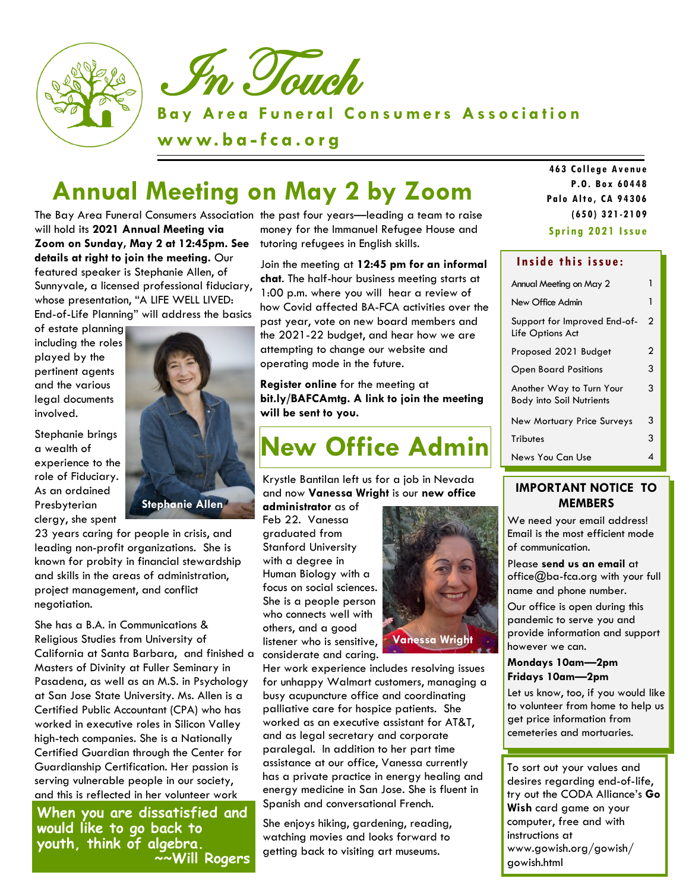# In Touch

**Bay Area Funeral Consumers Association**

**www.ba-fca.org**

463 College Avenue
P.O. Box 60448
Palo Alto, CA 94306
(650) 321-2109

**Spring 2021 Issue**

## Annual Meeting on May 2 by Zoom

The Bay Area Funeral Consumers Association will hold its **2021 Annual Meeting via Zoom on Sunday, May 2 at 12:45pm. See details at right to join the meeting.** Our featured speaker is Stephanie Allen, of Sunnyvale, a licensed professional fiduciary, whose presentation, "A LIFE WELL LIVED: End-of-Life Planning" will address the basics of estate planning including the roles played by the pertinent agents and the various legal documents involved.

Stephanie Allen

Stephanie brings a wealth of experience to the role of Fiduciary. As an ordained Presbyterian clergy, she spent 23 years caring for people in crisis, and leading non-profit organizations. She is known for probity in financial stewardship and skills in the areas of administration, project management, and conflict negotiation.

She has a B.A. in Communications & Religious Studies from University of California at Santa Barbara, and finished a Masters of Divinity at Fuller Seminary in Pasadena, as well as an M.S. in Psychology at San Jose State University. Ms. Allen is a Certified Public Accountant (CPA) who has worked in executive roles in Silicon Valley high-tech companies. She is a Nationally Certified Guardian through the Center for Guardianship Certification. Her passion is serving vulnerable people in our society, and this is reflected in her volunteer work the past four years—leading a team to raise money for the Immanuel Refugee House and tutoring refugees in English skills.

Join the meeting at **12:45 pm for an informal chat.** The half-hour business meeting starts at 1:00 p.m. where you will hear a review of how Covid affected BA-FCA activities over the past year, vote on new board members and the 2021-22 budget, and hear how we are attempting to change our website and operating mode in the future.

**Register online** for the meeting at **bit.ly/BAFCAmtg. A link to join the meeting will be sent to you.**

> **When you are dissatisfied and would like to go back to youth, think of algebra.**
> **~~Will Rogers**

## New Office Admin

Krystle Bantilan left us for a job in Nevada and now **Vanessa Wright** is our **new office administrator** as of Feb 22. Vanessa graduated from Stanford University with a degree in Human Biology with a focus on social sciences. She is a people person who connects well with others, and a good listener who is sensitive, considerate and caring.

Vanessa Wright

Her work experience includes resolving issues for unhappy Walmart customers, managing a busy acupuncture office and coordinating palliative care for hospice patients. She worked as an executive assistant for AT&T, and as legal secretary and corporate paralegal. In addition to her part time assistance at our office, Vanessa currently has a private practice in energy healing and energy medicine in San Jose. She is fluent in Spanish and conversational French.

She enjoys hiking, gardening, reading, watching movies and looks forward to getting back to visiting art museums.

### Inside this issue:

| | |
|---|---|
| Annual Meeting on May 2 | 1 |
| New Office Admin | 1 |
| Support for Improved End-of-Life Options Act | 2 |
| Proposed 2021 Budget | 2 |
| Open Board Positions | 3 |
| Another Way to Turn Your Body into Soil Nutrients | 3 |
| New Mortuary Price Surveys | 3 |
| Tributes | 3 |
| News You Can Use | 4 |

### IMPORTANT NOTICE TO MEMBERS

We need your email address! Email is the most efficient mode of communication.

Please **send us an email** at office@ba-fca.org with your full name and phone number.

Our office is open during this pandemic to serve you and provide information and support however we can.

**Mondays 10am—2pm**
**Fridays 10am—2pm**

Let us know, too, if you would like to volunteer from home to help us get price information from cemeteries and mortuaries.

To sort out your values and desires regarding end-of-life, try out the CODA Alliance's **Go Wish** card game on your computer, free and with instructions at www.gowish.org/gowish/gowish.html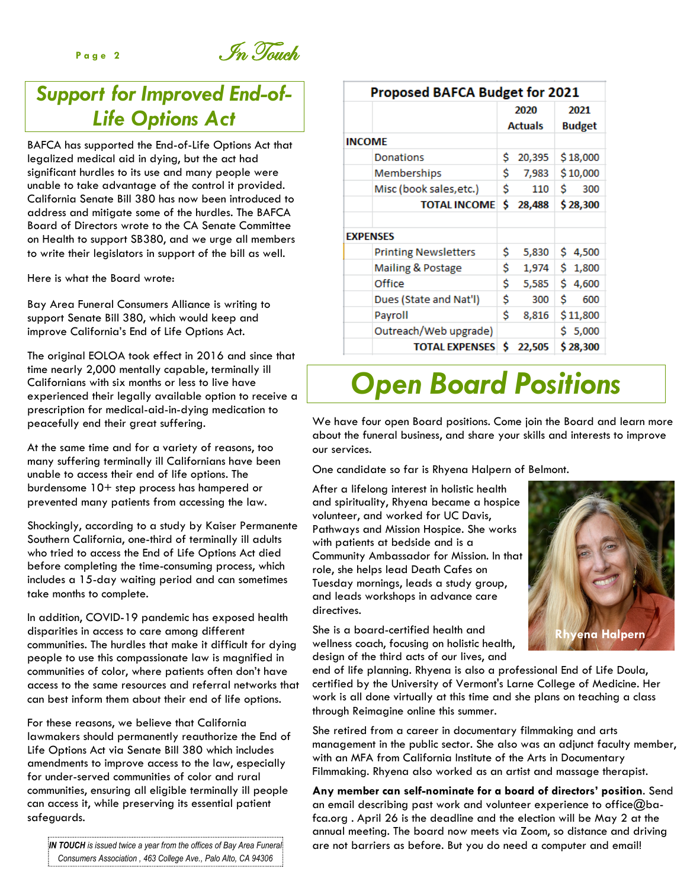## Support for Improved End-of-Life Options Act

BAFCA has supported the End-of-Life Options Act that legalized medical aid in dying, but the act had significant hurdles to its use and many people were unable to take advantage of the control it provided. California Senate Bill 380 has now been introduced to address and mitigate some of the hurdles. The BAFCA Board of Directors wrote to the CA Senate Committee on Health to support SB380, and we urge all members to write their legislators in support of the bill as well.

Here is what the Board wrote:

Bay Area Funeral Consumers Alliance is writing to support Senate Bill 380, which would keep and improve California's End of Life Options Act.

The original EOLOA took effect in 2016 and since that time nearly 2,000 mentally capable, terminally ill Californians with six months or less to live have experienced their legally available option to receive a prescription for medical-aid-in-dying medication to peacefully end their great suffering.

At the same time and for a variety of reasons, too many suffering terminally ill Californians have been unable to access their end of life options. The burdensome 10+ step process has hampered or prevented many patients from accessing the law.

Shockingly, according to a study by Kaiser Permanente Southern California, one-third of terminally ill adults who tried to access the End of Life Options Act died before completing the time-consuming process, which includes a 15-day waiting period and can sometimes take months to complete.

In addition, COVID-19 pandemic has exposed health disparities in access to care among different communities. The hurdles that make it difficult for dying people to use this compassionate law is magnified in communities of color, where patients often don't have access to the same resources and referral networks that can best inform them about their end of life options.

For these reasons, we believe that California lawmakers should permanently reauthorize the End of Life Options Act via Senate Bill 380 which includes amendments to improve access to the law, especially for under-served communities of color and rural communities, ensuring all eligible terminally ill people can access it, while preserving its essential patient safeguards.

*IN TOUCH is issued twice a year from the offices of Bay Area Funeral Consumers Association , 463 College Ave., Palo Alto, CA 94306*

**Proposed BAFCA Budget for 2021**

| | | 2020 Actuals | 2021 Budget |
|---|---|---|---|
| **INCOME** | | | |
| | Donations | $ 20,395 | $ 18,000 |
| | Memberships | $ 7,983 | $ 10,000 |
| | Misc (book sales,etc.) | $ 110 | $ 300 |
| | **TOTAL INCOME** | **$ 28,488** | **$ 28,300** |
| | | | |
| **EXPENSES** | | | |
| | Printing Newsletters | $ 5,830 | $ 4,500 |
| | Mailing & Postage | $ 1,974 | $ 1,800 |
| | Office | $ 5,585 | $ 4,600 |
| | Dues (State and Nat'l) | $ 300 | $ 600 |
| | Payroll | $ 8,816 | $ 11,800 |
| | Outreach/Web upgrade) | | $ 5,000 |
| | **TOTAL EXPENSES** | **$ 22,505** | **$ 28,300** |

## Open Board Positions

We have four open Board positions. Come join the Board and learn more about the funeral business, and share your skills and interests to improve our services.

One candidate so far is Rhyena Halpern of Belmont.

After a lifelong interest in holistic health and spirituality, Rhyena became a hospice volunteer, and worked for UC Davis, Pathways and Mission Hospice. She works with patients at bedside and is a Community Ambassador for Mission. In that role, she helps lead Death Cafes on Tuesday mornings, leads a study group, and leads workshops in advance care directives.

Rhyena Halpern

She is a board-certified health and wellness coach, focusing on holistic health, design of the third acts of our lives, and end of life planning. Rhyena is also a professional End of Life Doula, certified by the University of Vermont's Larne College of Medicine. Her work is all done virtually at this time and she plans on teaching a class through Reimagine online this summer.

She retired from a career in documentary filmmaking and arts management in the public sector. She also was an adjunct faculty member, with an MFA from California Institute of the Arts in Documentary Filmmaking. Rhyena also worked as an artist and massage therapist.

**Any member can self-nominate for a board of directors' position**. Send an email describing past work and volunteer experience to office@ba-fca.org . April 26 is the deadline and the election will be May 2 at the annual meeting. The board now meets via Zoom, so distance and driving are not barriers as before. But you do need a computer and email!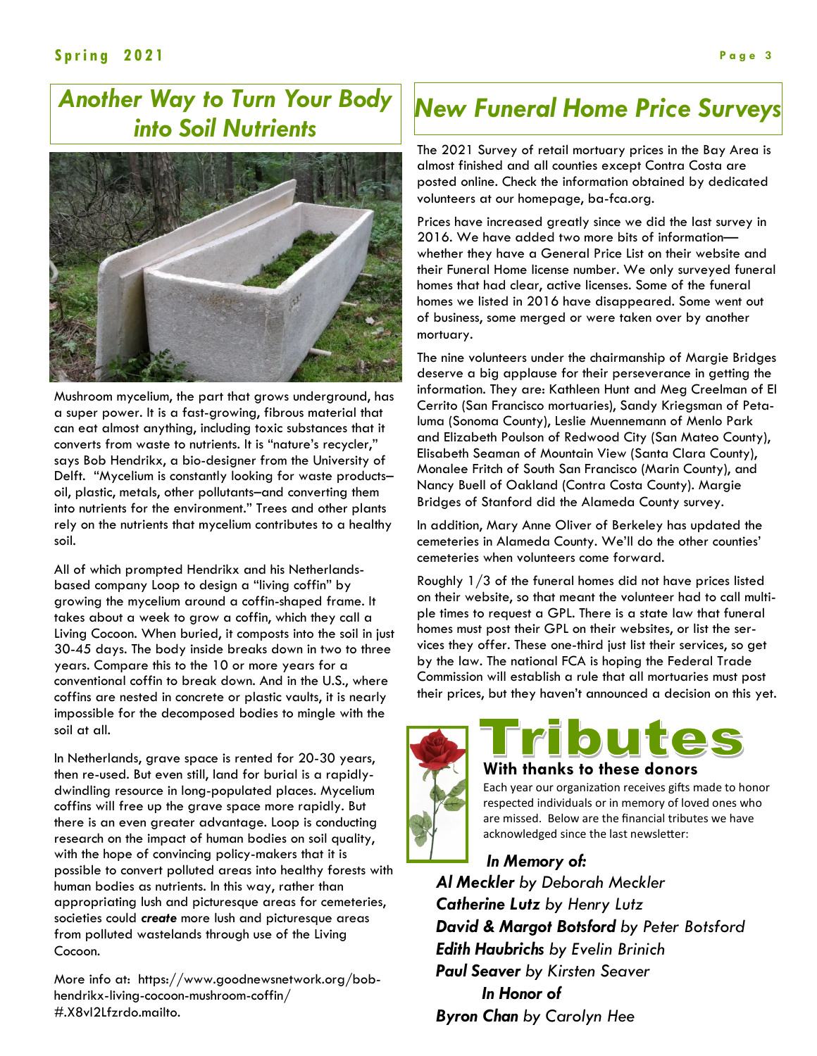## Another Way to Turn Your Body into Soil Nutrients

Mushroom mycelium, the part that grows underground, has a super power. It is a fast-growing, fibrous material that can eat almost anything, including toxic substances that it converts from waste to nutrients. It is "nature's recycler," says Bob Hendrikx, a bio-designer from the University of Delft. "Mycelium is constantly looking for waste products–oil, plastic, metals, other pollutants–and converting them into nutrients for the environment." Trees and other plants rely on the nutrients that mycelium contributes to a healthy soil.

All of which prompted Hendrikx and his Netherlands-based company Loop to design a "living coffin" by growing the mycelium around a coffin-shaped frame. It takes about a week to grow a coffin, which they call a Living Cocoon. When buried, it composts into the soil in just 30-45 days. The body inside breaks down in two to three years. Compare this to the 10 or more years for a conventional coffin to break down. And in the U.S., where coffins are nested in concrete or plastic vaults, it is nearly impossible for the decomposed bodies to mingle with the soil at all.

In Netherlands, grave space is rented for 20-30 years, then re-used. But even still, land for burial is a rapidly-dwindling resource in long-populated places. Mycelium coffins will free up the grave space more rapidly. But there is an even greater advantage. Loop is conducting research on the impact of human bodies on soil quality, with the hope of convincing policy-makers that it is possible to convert polluted areas into healthy forests with human bodies as nutrients. In this way, rather than appropriating lush and picturesque areas for cemeteries, societies could ***create*** more lush and picturesque areas from polluted wastelands through use of the Living Cocoon.

More info at: https://www.goodnewsnetwork.org/bob-hendrikx-living-cocoon-mushroom-coffin/#.X8vI2Lfzrdo.mailto.

## New Funeral Home Price Surveys

The 2021 Survey of retail mortuary prices in the Bay Area is almost finished and all counties except Contra Costa are posted online. Check the information obtained by dedicated volunteers at our homepage, ba-fca.org.

Prices have increased greatly since we did the last survey in 2016. We have added two more bits of information—whether they have a General Price List on their website and their Funeral Home license number. We only surveyed funeral homes that had clear, active licenses. Some of the funeral homes we listed in 2016 have disappeared. Some went out of business, some merged or were taken over by another mortuary.

The nine volunteers under the chairmanship of Margie Bridges deserve a big applause for their perseverance in getting the information. They are: Kathleen Hunt and Meg Creelman of El Cerrito (San Francisco mortuaries), Sandy Kriegsman of Petaluma (Sonoma County), Leslie Muennemann of Menlo Park and Elizabeth Poulson of Redwood City (San Mateo County), Elisabeth Seaman of Mountain View (Santa Clara County), Monalee Fritch of South San Francisco (Marin County), and Nancy Buell of Oakland (Contra Costa County). Margie Bridges of Stanford did the Alameda County survey.

In addition, Mary Anne Oliver of Berkeley has updated the cemeteries in Alameda County. We'll do the other counties' cemeteries when volunteers come forward.

Roughly 1/3 of the funeral homes did not have prices listed on their website, so that meant the volunteer had to call multiple times to request a GPL. There is a state law that funeral homes must post their GPL on their websites, or list the services they offer. These one-third just list their services, so get by the law. The national FCA is hoping the Federal Trade Commission will establish a rule that all mortuaries must post their prices, but they haven't announced a decision on this yet.

## Tributes

**With thanks to these donors**

Each year our organization receives gifts made to honor respected individuals or in memory of loved ones who are missed. Below are the financial tributes we have acknowledged since the last newsletter:

***In Memory of:***

***Al Meckler*** *by Deborah Meckler*
***Catherine Lutz*** *by Henry Lutz*
***David & Margot Botsford*** *by Peter Botsford*
***Edith Haubrichs*** *by Evelin Brinich*
***Paul Seaver*** *by Kirsten Seaver*

***In Honor of***

***Byron Chan*** *by Carolyn Hee*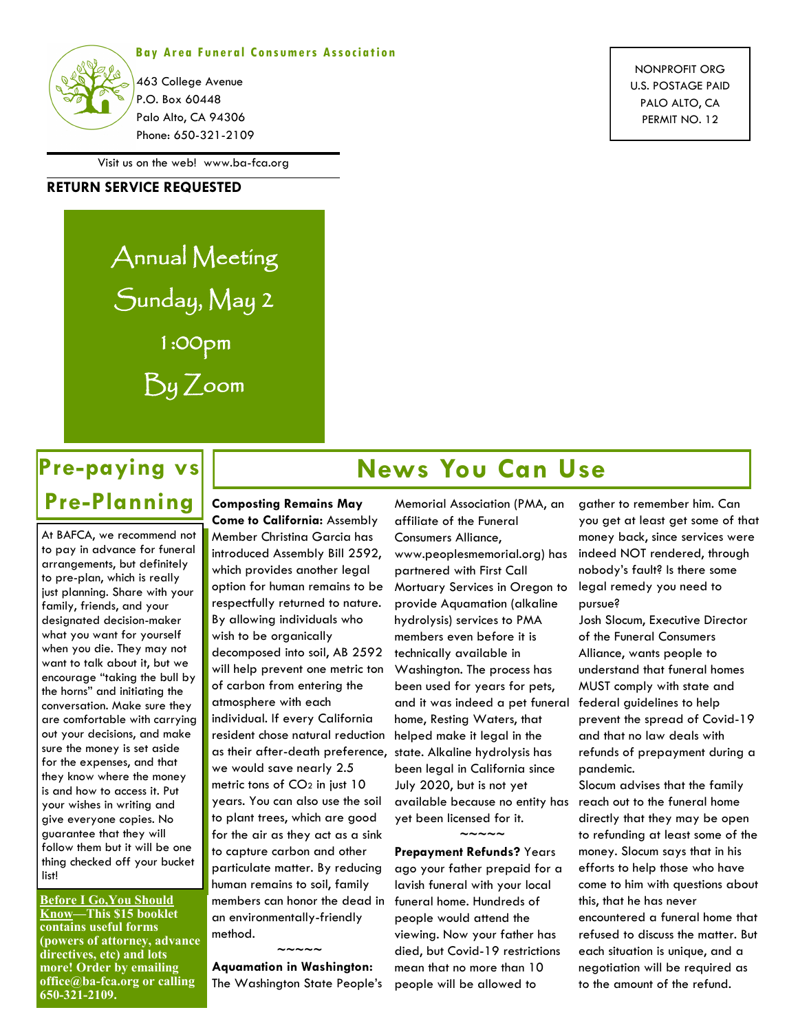**Bay Area Funeral Consumers Association**

463 College Avenue
P.O. Box 60448
Palo Alto, CA 94306
Phone: 650-321-2109

Visit us on the web! www.ba-fca.org

**RETURN SERVICE REQUESTED**

NONPROFIT ORG
U.S. POSTAGE PAID
PALO ALTO, CA
PERMIT NO. 12

Annual Meeting
Sunday, May 2
1:00pm
By Zoom

## Pre-paying vs Pre-Planning

At BAFCA, we recommend not to pay in advance for funeral arrangements, but definitely to pre-plan, which is really just planning. Share with your family, friends, and your designated decision-maker what you want for yourself when you die. They may not want to talk about it, but we encourage "taking the bull by the horns" and initiating the conversation. Make sure they are comfortable with carrying out your decisions, and make sure the money is set aside for the expenses, and that they know where the money is and how to access it. Put your wishes in writing and give everyone copies. No guarantee that they will follow them but it will be one thing checked off your bucket list!

**Before I Go,You Should Know—This $15 booklet contains useful forms (powers of attorney, advance directives, etc) and lots more! Order by emailing office@ba-fca.org or calling 650-321-2109.**

## News You Can Use

**Composting Remains May Come to California:** Assembly Member Christina Garcia has introduced Assembly Bill 2592, which provides another legal option for human remains to be respectfully returned to nature. By allowing individuals who wish to be organically decomposed into soil, AB 2592 will help prevent one metric ton of carbon from entering the atmosphere with each individual. If every California resident chose natural reduction as their after-death preference, we would save nearly 2.5 metric tons of $CO_2$ in just 10 years. You can also use the soil to plant trees, which are good for the air as they act as a sink to capture carbon and other particulate matter. By reducing human remains to soil, family members can honor the dead in an environmentally-friendly method.

~~~~~

**Aquamation in Washington:** The Washington State People's Memorial Association (PMA, an affiliate of the Funeral Consumers Alliance, www.peoplesmemorial.org) has partnered with First Call Mortuary Services in Oregon to provide Aquamation (alkaline hydrolysis) services to PMA members even before it is technically available in Washington. The process has been used for years for pets, and it was indeed a pet funeral home, Resting Waters, that helped make it legal in the state. Alkaline hydrolysis has been legal in California since July 2020, but is not yet available because no entity has yet been licensed for it.

~~~~~

**Prepayment Refunds?** Years ago your father prepaid for a lavish funeral with your local funeral home. Hundreds of people would attend the viewing. Now your father has died, but Covid-19 restrictions mean that no more than 10 people will be allowed to gather to remember him. Can you get at least get some of that money back, since services were indeed NOT rendered, through nobody's fault? Is there some legal remedy you need to pursue?

Josh Slocum, Executive Director of the Funeral Consumers Alliance, wants people to understand that funeral homes MUST comply with state and federal guidelines to help prevent the spread of Covid-19 and that no law deals with refunds of prepayment during a pandemic.

Slocum advises that the family reach out to the funeral home directly that they may be open to refunding at least some of the money. Slocum says that in his efforts to help those who have come to him with questions about this, that he has never encountered a funeral home that refused to discuss the matter. But each situation is unique, and a negotiation will be required as to the amount of the refund.